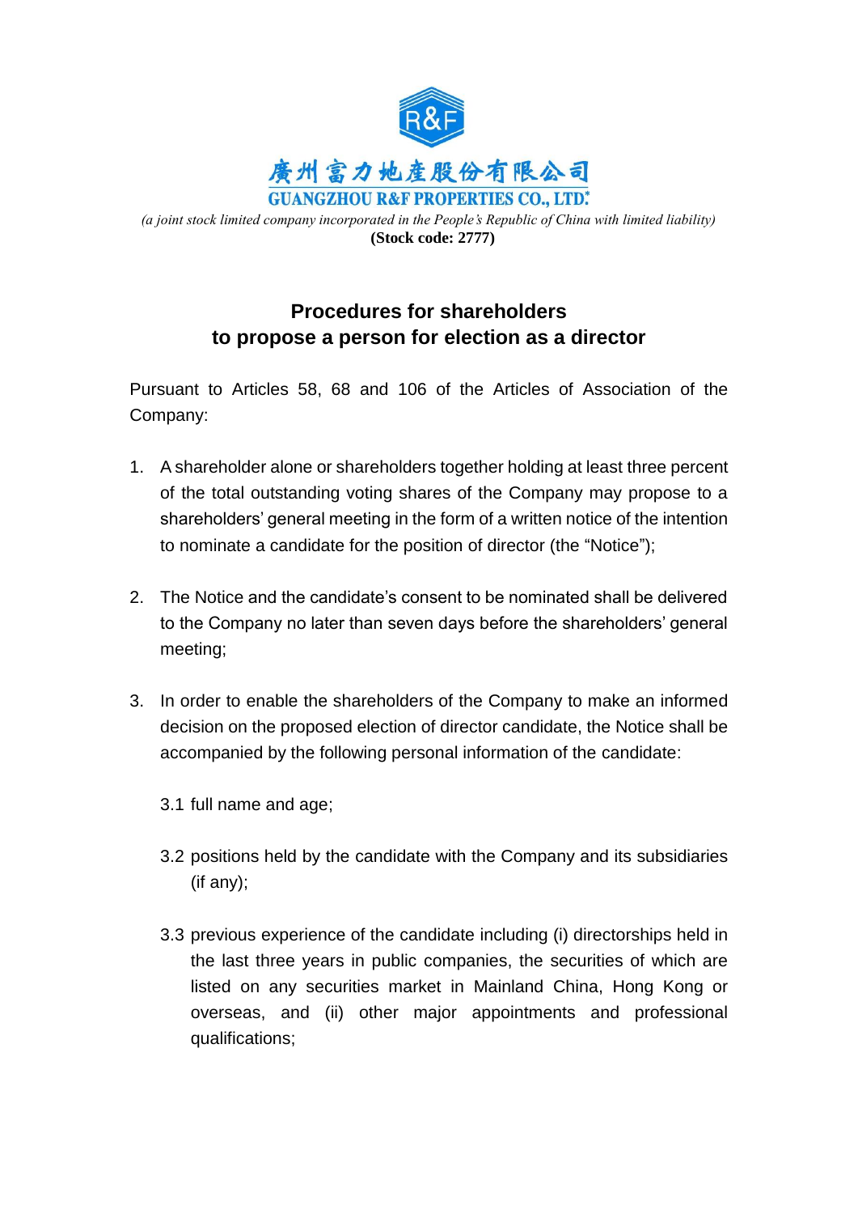廣州富力地產股份有限公司

**GUANGZHOU R&F PROPERTIES CO., LTD.***

*(a joint stock limited company incorporated in the People's Republic of China with limited liability)*

**(Stock code: 2777)**

## Procedures for shareholders to propose a person for election as a director

Pursuant to Articles 58, 68 and 106 of the Articles of Association of the Company:

1. A shareholder alone or shareholders together holding at least three percent of the total outstanding voting shares of the Company may propose to a shareholders' general meeting in the form of a written notice of the intention to nominate a candidate for the position of director (the "Notice");

2. The Notice and the candidate's consent to be nominated shall be delivered to the Company no later than seven days before the shareholders' general meeting;

3. In order to enable the shareholders of the Company to make an informed decision on the proposed election of director candidate, the Notice shall be accompanied by the following personal information of the candidate:

   3.1 full name and age;

   3.2 positions held by the candidate with the Company and its subsidiaries (if any);

   3.3 previous experience of the candidate including (i) directorships held in the last three years in public companies, the securities of which are listed on any securities market in Mainland China, Hong Kong or overseas, and (ii) other major appointments and professional qualifications;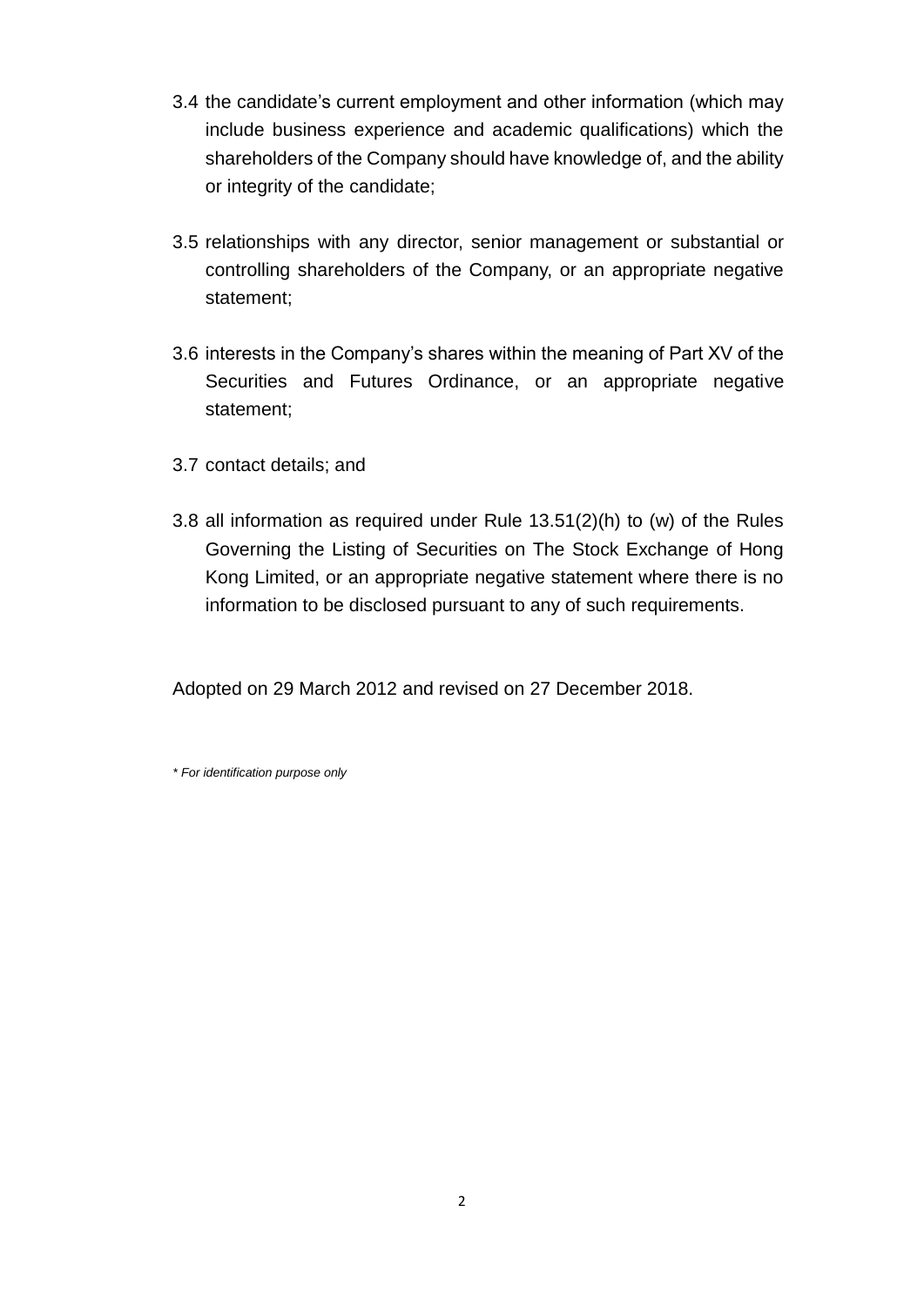3.4 the candidate's current employment and other information (which may include business experience and academic qualifications) which the shareholders of the Company should have knowledge of, and the ability or integrity of the candidate;

3.5 relationships with any director, senior management or substantial or controlling shareholders of the Company, or an appropriate negative statement;

3.6 interests in the Company's shares within the meaning of Part XV of the Securities and Futures Ordinance, or an appropriate negative statement;

3.7 contact details; and

3.8 all information as required under Rule 13.51(2)(h) to (w) of the Rules Governing the Listing of Securities on The Stock Exchange of Hong Kong Limited, or an appropriate negative statement where there is no information to be disclosed pursuant to any of such requirements.

Adopted on 29 March 2012 and revised on 27 December 2018.

*\* For identification purpose only*